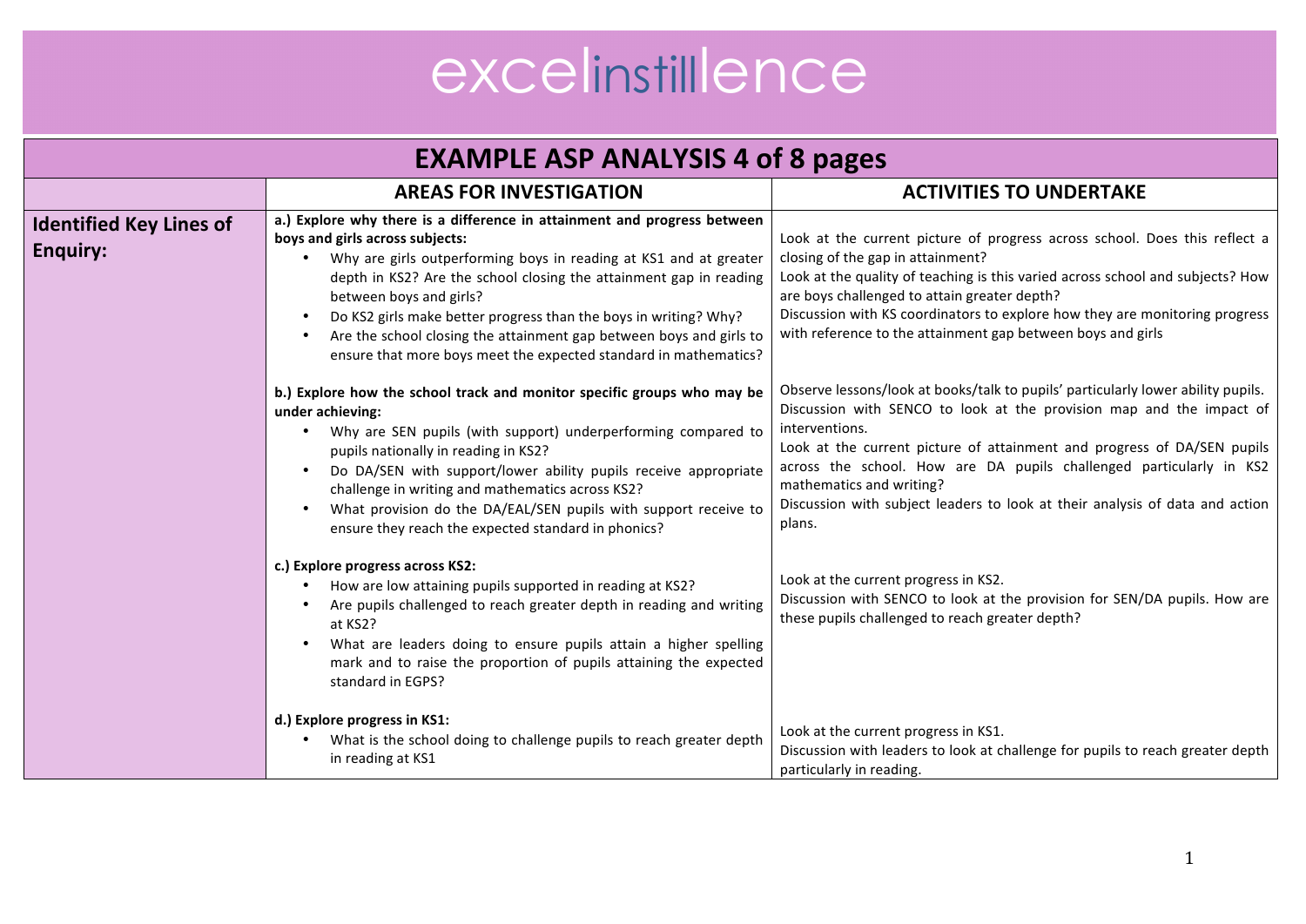# excelinstillence

## EXAMPLE ASP ANALYSIS 4 of 8 pages

| | AREAS FOR INVESTIGATION | ACTIVITIES TO UNDERTAKE |
|---|---|---|
| **Identified Key Lines of Enquiry:** | **a.) Explore why there is a difference in attainment and progress between boys and girls across subjects:**<br>• Why are girls outperforming boys in reading at KS1 and at greater depth in KS2? Are the school closing the attainment gap in reading between boys and girls?<br>• Do KS2 girls make better progress than the boys in writing? Why?<br>• Are the school closing the attainment gap between boys and girls to ensure that more boys meet the expected standard in mathematics? | Look at the current picture of progress across school. Does this reflect a closing of the gap in attainment?<br>Look at the quality of teaching is this varied across school and subjects? How are boys challenged to attain greater depth?<br>Discussion with KS coordinators to explore how they are monitoring progress with reference to the attainment gap between boys and girls |
| | **b.) Explore how the school track and monitor specific groups who may be under achieving:**<br>• Why are SEN pupils (with support) underperforming compared to pupils nationally in reading in KS2?<br>• Do DA/SEN with support/lower ability pupils receive appropriate challenge in writing and mathematics across KS2?<br>• What provision do the DA/EAL/SEN pupils with support receive to ensure they reach the expected standard in phonics? | Observe lessons/look at books/talk to pupils' particularly lower ability pupils.<br>Discussion with SENCO to look at the provision map and the impact of interventions.<br>Look at the current picture of attainment and progress of DA/SEN pupils across the school. How are DA pupils challenged particularly in KS2 mathematics and writing?<br>Discussion with subject leaders to look at their analysis of data and action plans. |
| | **c.) Explore progress across KS2:**<br>• How are low attaining pupils supported in reading at KS2?<br>• Are pupils challenged to reach greater depth in reading and writing at KS2?<br>• What are leaders doing to ensure pupils attain a higher spelling mark and to raise the proportion of pupils attaining the expected standard in EGPS? | Look at the current progress in KS2.<br>Discussion with SENCO to look at the provision for SEN/DA pupils. How are these pupils challenged to reach greater depth? |
| | **d.) Explore progress in KS1:**<br>• What is the school doing to challenge pupils to reach greater depth in reading at KS1 | Look at the current progress in KS1.<br>Discussion with leaders to look at challenge for pupils to reach greater depth particularly in reading. |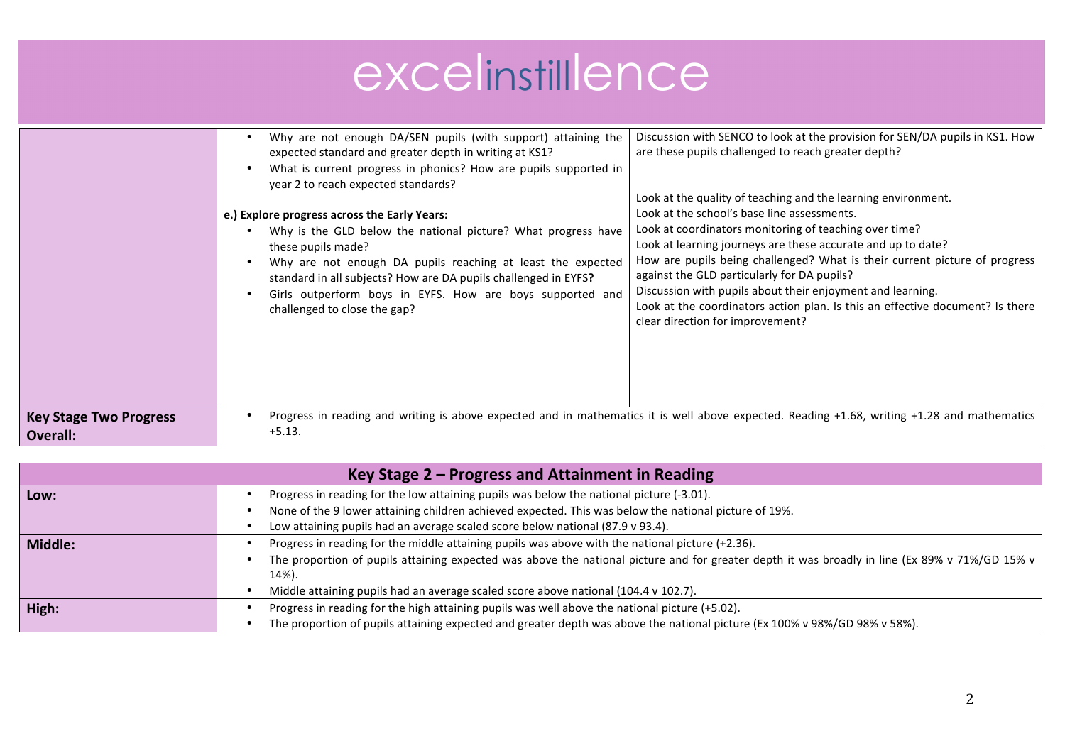# excelinstillence

| | | |
|---|---|---|
| | • Why are not enough DA/SEN pupils (with support) attaining the expected standard and greater depth in writing at KS1?<br>• What is current progress in phonics? How are pupils supported in year 2 to reach expected standards?<br><br>**e.) Explore progress across the Early Years:**<br>• Why is the GLD below the national picture? What progress have these pupils made?<br>• Why are not enough DA pupils reaching at least the expected standard in all subjects? How are DA pupils challenged in EYFS?<br>• Girls outperform boys in EYFS. How are boys supported and challenged to close the gap? | Discussion with SENCO to look at the provision for SEN/DA pupils in KS1. How are these pupils challenged to reach greater depth?<br><br>Look at the quality of teaching and the learning environment.<br>Look at the school's base line assessments.<br>Look at coordinators monitoring of teaching over time?<br>Look at learning journeys are these accurate and up to date?<br>How are pupils being challenged? What is their current picture of progress against the GLD particularly for DA pupils?<br>Discussion with pupils about their enjoyment and learning.<br>Look at the coordinators action plan. Is this an effective document? Is there clear direction for improvement? |
| **Key Stage Two Progress Overall:** | • Progress in reading and writing is above expected and in mathematics it is well above expected. Reading +1.68, writing +1.28 and mathematics +5.13. | |

| **Key Stage 2 – Progress and Attainment in Reading** | |
|---|---|
| **Low:** | • Progress in reading for the low attaining pupils was below the national picture (-3.01).<br>• None of the 9 lower attaining children achieved expected. This was below the national picture of 19%.<br>• Low attaining pupils had an average scaled score below national (87.9 v 93.4). |
| **Middle:** | • Progress in reading for the middle attaining pupils was above with the national picture (+2.36).<br>• The proportion of pupils attaining expected was above the national picture and for greater depth it was broadly in line (Ex 89% v 71%/GD 15% v 14%).<br>• Middle attaining pupils had an average scaled score above national (104.4 v 102.7). |
| **High:** | • Progress in reading for the high attaining pupils was well above the national picture (+5.02).<br>• The proportion of pupils attaining expected and greater depth was above the national picture (Ex 100% v 98%/GD 98% v 58%). |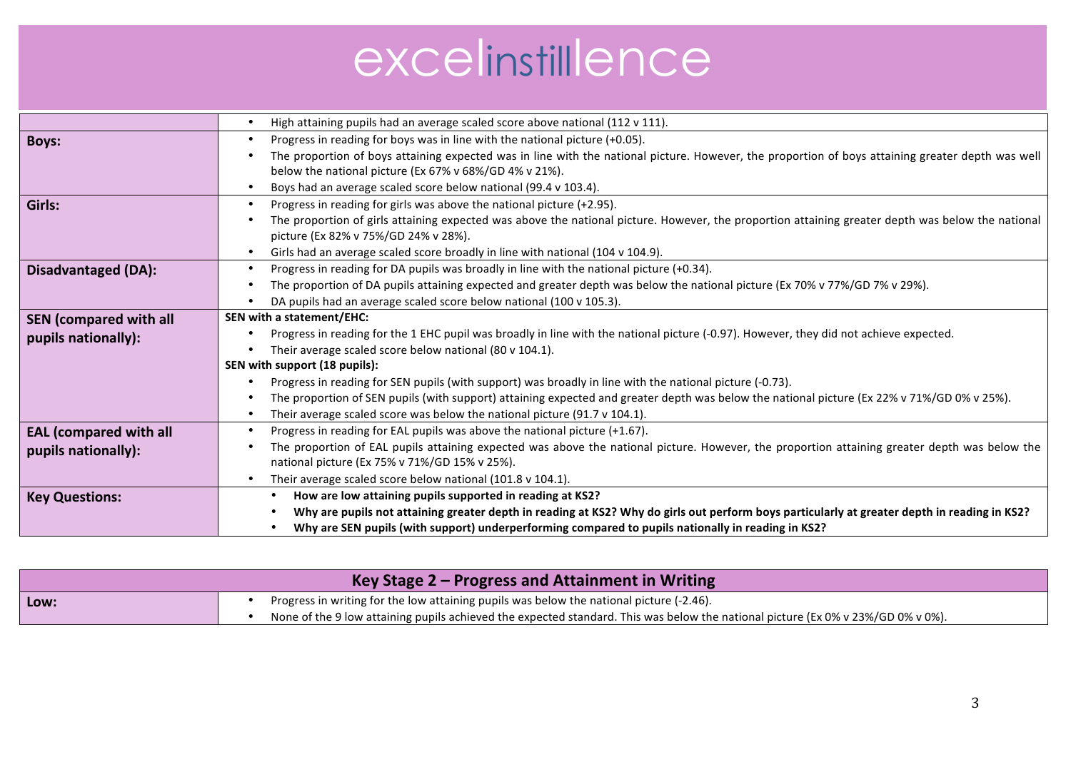excelinstillence

| | |
|---|---|
| | • High attaining pupils had an average scaled score above national (112 v 111). |
| **Boys:** | • Progress in reading for boys was in line with the national picture (+0.05).<br>• The proportion of boys attaining expected was in line with the national picture. However, the proportion of boys attaining greater depth was well below the national picture (Ex 67% v 68%/GD 4% v 21%).<br>• Boys had an average scaled score below national (99.4 v 103.4). |
| **Girls:** | • Progress in reading for girls was above the national picture (+2.95).<br>• The proportion of girls attaining expected was above the national picture. However, the proportion attaining greater depth was below the national picture (Ex 82% v 75%/GD 24% v 28%).<br>• Girls had an average scaled score broadly in line with national (104 v 104.9). |
| **Disadvantaged (DA):** | • Progress in reading for DA pupils was broadly in line with the national picture (+0.34).<br>• The proportion of DA pupils attaining expected and greater depth was below the national picture (Ex 70% v 77%/GD 7% v 29%).<br>• DA pupils had an average scaled score below national (100 v 105.3). |
| **SEN (compared with all pupils nationally):** | **SEN with a statement/EHC:**<br>• Progress in reading for the 1 EHC pupil was broadly in line with the national picture (-0.97). However, they did not achieve expected.<br>• Their average scaled score below national (80 v 104.1).<br>**SEN with support (18 pupils):**<br>• Progress in reading for SEN pupils (with support) was broadly in line with the national picture (-0.73).<br>• The proportion of SEN pupils (with support) attaining expected and greater depth was below the national picture (Ex 22% v 71%/GD 0% v 25%).<br>• Their average scaled score was below the national picture (91.7 v 104.1). |
| **EAL (compared with all pupils nationally):** | • Progress in reading for EAL pupils was above the national picture (+1.67).<br>• The proportion of EAL pupils attaining expected was above the national picture. However, the proportion attaining greater depth was below the national picture (Ex 75% v 71%/GD 15% v 25%).<br>• Their average scaled score below national (101.8 v 104.1). |
| **Key Questions:** | • **How are low attaining pupils supported in reading at KS2?**<br>• **Why are pupils not attaining greater depth in reading at KS2? Why do girls out perform boys particularly at greater depth in reading in KS2?**<br>• **Why are SEN pupils (with support) underperforming compared to pupils nationally in reading in KS2?** |

| Key Stage 2 – Progress and Attainment in Writing | |
|---|---|
| **Low:** | • Progress in writing for the low attaining pupils was below the national picture (-2.46).<br>• None of the 9 low attaining pupils achieved the expected standard. This was below the national picture (Ex 0% v 23%/GD 0% v 0%). |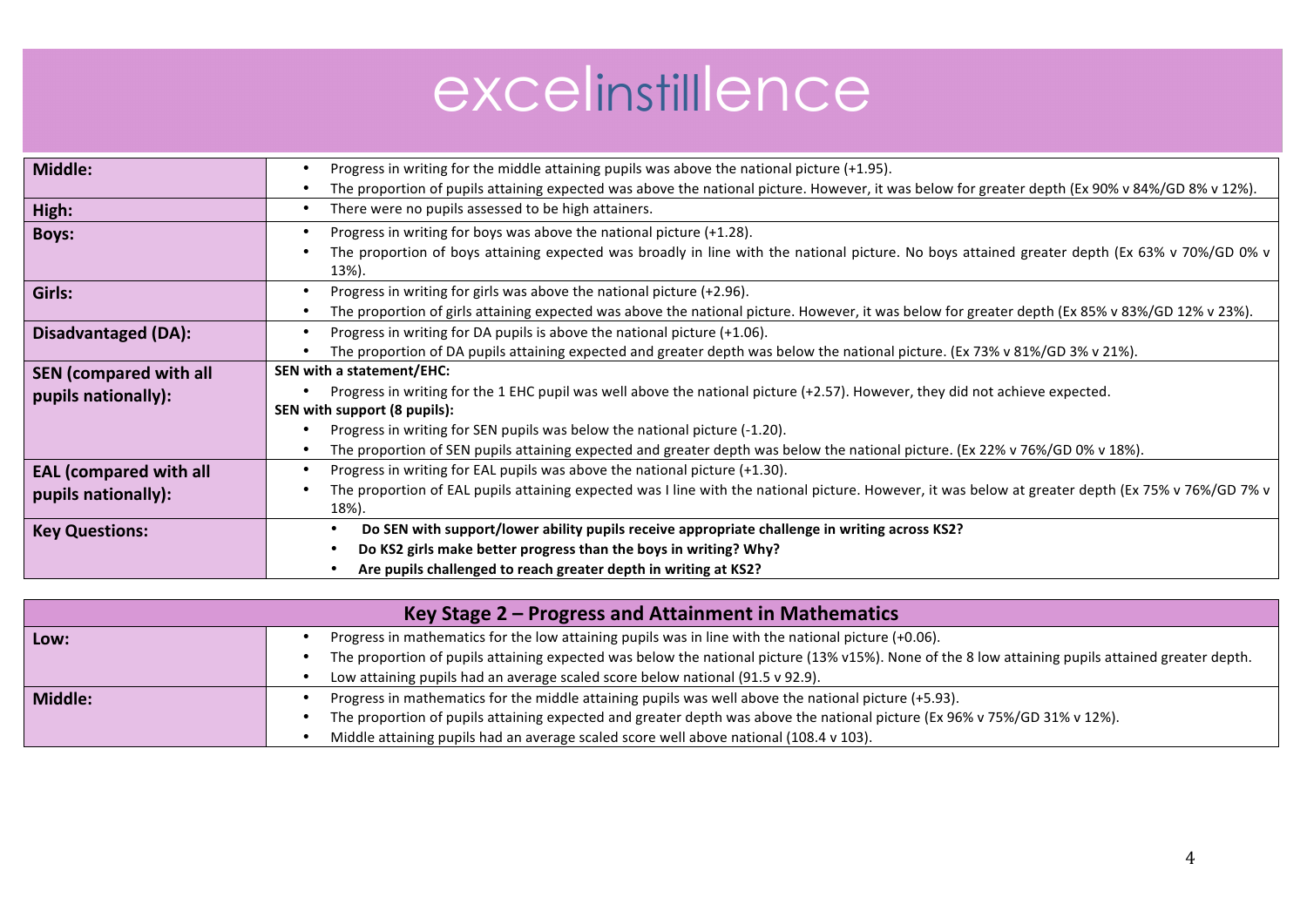# excelinstillence

| | |
|---|---|
| **Middle:** | • Progress in writing for the middle attaining pupils was above the national picture (+1.95).<br>• The proportion of pupils attaining expected was above the national picture. However, it was below for greater depth (Ex 90% v 84%/GD 8% v 12%). |
| **High:** | • There were no pupils assessed to be high attainers. |
| **Boys:** | • Progress in writing for boys was above the national picture (+1.28).<br>• The proportion of boys attaining expected was broadly in line with the national picture. No boys attained greater depth (Ex 63% v 70%/GD 0% v 13%). |
| **Girls:** | • Progress in writing for girls was above the national picture (+2.96).<br>• The proportion of girls attaining expected was above the national picture. However, it was below for greater depth (Ex 85% v 83%/GD 12% v 23%). |
| **Disadvantaged (DA):** | • Progress in writing for DA pupils is above the national picture (+1.06).<br>• The proportion of DA pupils attaining expected and greater depth was below the national picture. (Ex 73% v 81%/GD 3% v 21%). |
| **SEN (compared with all pupils nationally):** | **SEN with a statement/EHC:**<br>• Progress in writing for the 1 EHC pupil was well above the national picture (+2.57). However, they did not achieve expected.<br>**SEN with support (8 pupils):**<br>• Progress in writing for SEN pupils was below the national picture (-1.20).<br>• The proportion of SEN pupils attaining expected and greater depth was below the national picture. (Ex 22% v 76%/GD 0% v 18%). |
| **EAL (compared with all pupils nationally):** | • Progress in writing for EAL pupils was above the national picture (+1.30).<br>• The proportion of EAL pupils attaining expected was I line with the national picture. However, it was below at greater depth (Ex 75% v 76%/GD 7% v 18%). |
| **Key Questions:** | • **Do SEN with support/lower ability pupils receive appropriate challenge in writing across KS2?**<br>• **Do KS2 girls make better progress than the boys in writing? Why?**<br>• **Are pupils challenged to reach greater depth in writing at KS2?** |

## Key Stage 2 – Progress and Attainment in Mathematics

| | |
|---|---|
| **Low:** | • Progress in mathematics for the low attaining pupils was in line with the national picture (+0.06).<br>• The proportion of pupils attaining expected was below the national picture (13% v15%). None of the 8 low attaining pupils attained greater depth.<br>• Low attaining pupils had an average scaled score below national (91.5 v 92.9). |
| **Middle:** | • Progress in mathematics for the middle attaining pupils was well above the national picture (+5.93).<br>• The proportion of pupils attaining expected and greater depth was above the national picture (Ex 96% v 75%/GD 31% v 12%).<br>• Middle attaining pupils had an average scaled score well above national (108.4 v 103). |